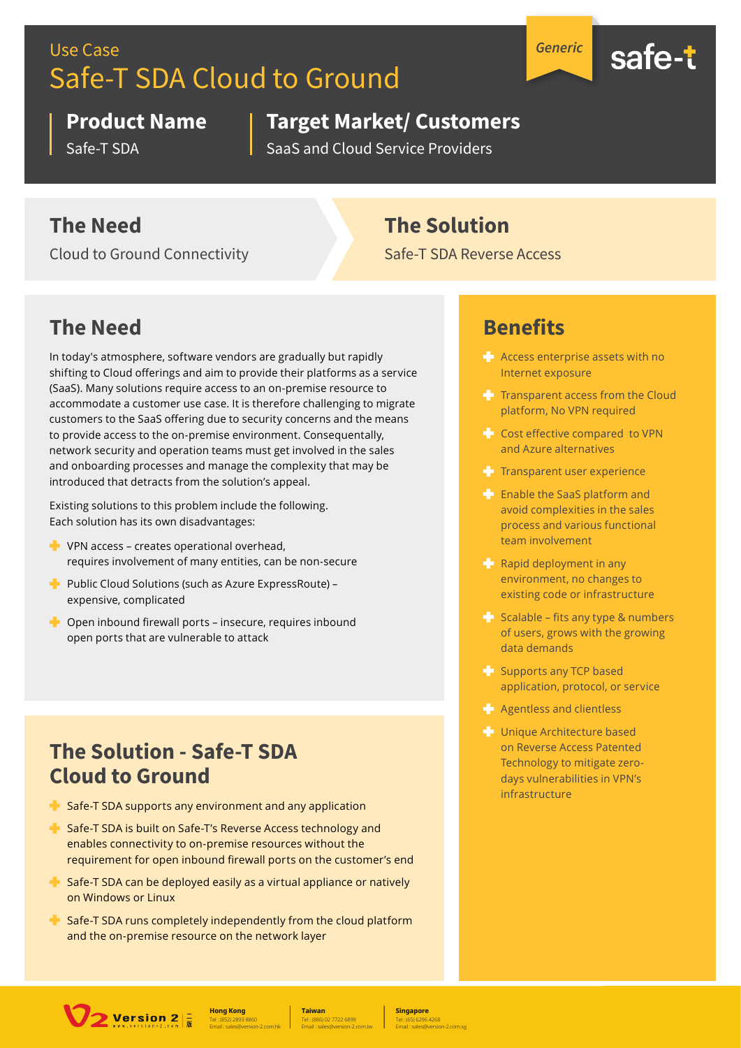Use Case

# Safe-T SDA Cloud to Ground

Generic

safe-t

**Product Name**
Safe-T SDA

**Target Market/ Customers**
SaaS and Cloud Service Providers

**The Need**
Cloud to Ground Connectivity

**The Solution**
Safe-T SDA Reverse Access

## The Need

In today's atmosphere, software vendors are gradually but rapidly shifting to Cloud offerings and aim to provide their platforms as a service (SaaS). Many solutions require access to an on-premise resource to accommodate a customer use case. It is therefore challenging to migrate customers to the SaaS offering due to security concerns and the means to provide access to the on-premise environment. Consequentially, network security and operation teams must get involved in the sales and onboarding processes and manage the complexity that may be introduced that detracts from the solution's appeal.

Existing solutions to this problem include the following. Each solution has its own disadvantages:

- VPN access – creates operational overhead, requires involvement of many entities, can be non-secure
- Public Cloud Solutions (such as Azure ExpressRoute) – expensive, complicated
- Open inbound firewall ports – insecure, requires inbound open ports that are vulnerable to attack

## The Solution - Safe-T SDA Cloud to Ground

- Safe-T SDA supports any environment and any application
- Safe-T SDA is built on Safe-T's Reverse Access technology and enables connectivity to on-premise resources without the requirement for open inbound firewall ports on the customer's end
- Safe-T SDA can be deployed easily as a virtual appliance or natively on Windows or Linux
- Safe-T SDA runs completely independently from the cloud platform and the on-premise resource on the network layer

## Benefits

- Access enterprise assets with no Internet exposure
- Transparent access from the Cloud platform, No VPN required
- Cost effective compared to VPN and Azure alternatives
- Transparent user experience
- Enable the SaaS platform and avoid complexities in the sales process and various functional team involvement
- Rapid deployment in any environment, no changes to existing code or infrastructure
- Scalable – fits any type & numbers of users, grows with the growing data demands
- Supports any TCP based application, protocol, or service
- Agentless and clientless
- Unique Architecture based on Reverse Access Patented Technology to mitigate zero-days vulnerabilities in VPN's infrastructure

Version 2 | www.version-2.com

**Hong Kong**
Tel : (852) 2893 8860
Email : sales@version-2.com.hk

**Taiwan**
Tel : (886) 02 7722 6899
Email : sales@version-2.com.tw

**Singapore**
Tel : (65) 6296 4268
Email : sales@version-2.com.sg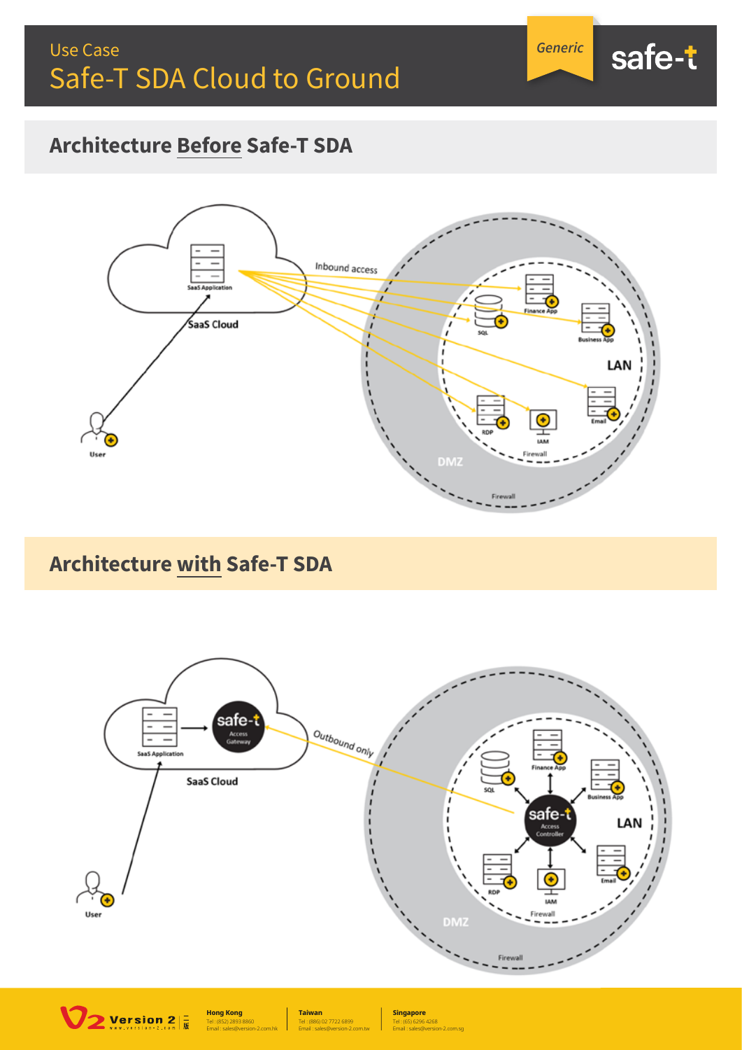Use Case

# Safe-T SDA Cloud to Ground

Generic

safe-t

## Architecture Before Safe-T SDA

SaaS Application
SaaS Cloud
Inbound access
User
Finance App
SQL
Business App
LAN
Email
RDP
IAM
Firewall
DMZ
Firewall

## Architecture with Safe-T SDA

SaaS Application
safe-t Access Gateway
SaaS Cloud
Outbound only
User
Finance App
SQL
Business App
safe-t Access Controller
LAN
RDP
IAM
Email
Firewall
DMZ
Firewall

Version 2

**Hong Kong**
Tel : (852) 2893 8860
Email : sales@version-2.com.hk

**Taiwan**
Tel : (886) 02 7722 6899
Email : sales@version-2.com.tw

**Singapore**
Tel : (65) 6296 4268
Email : sales@version-2.com.sg